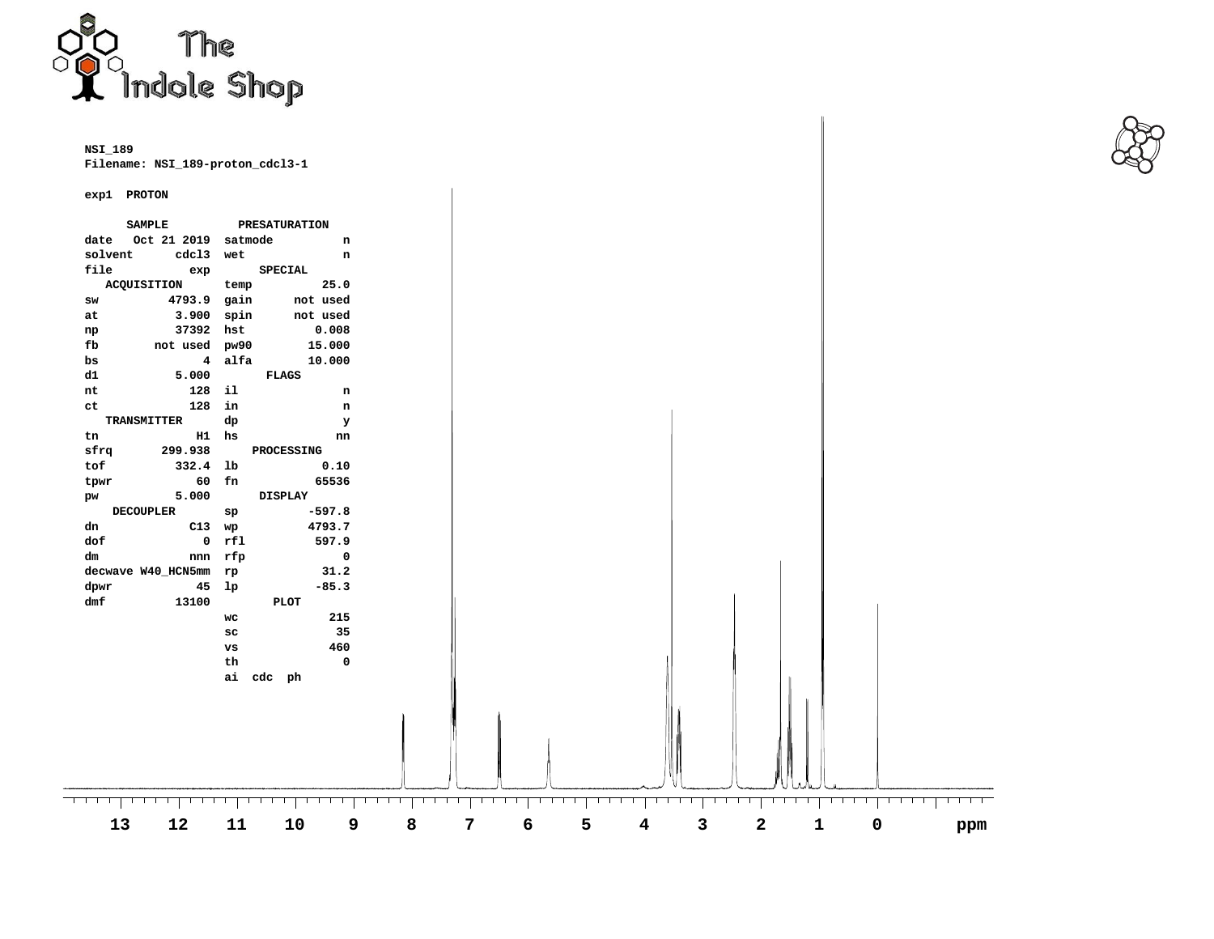**NSI_189**
**Filename: NSI_189-proton_cdcl3-1**

**exp1 PROTON**

| SAMPLE | | PRESATURATION | |
|---|---|---|---|
| date | Oct 21 2019 | satmode | n |
| solvent | cdcl3 | wet | n |
| file | exp | SPECIAL | |
| ACQUISITION | | temp | 25.0 |
| sw | 4793.9 | gain | not used |
| at | 3.900 | spin | not used |
| np | 37392 | hst | 0.008 |
| fb | not used | pw90 | 15.000 |
| bs | 4 | alfa | 10.000 |
| d1 | 5.000 | FLAGS | |
| nt | 128 | il | n |
| ct | 128 | in | n |
| TRANSMITTER | | dp | y |
| tn | H1 | hs | nn |
| sfrq | 299.938 | PROCESSING | |
| tof | 332.4 | lb | 0.10 |
| tpwr | 60 | fn | 65536 |
| pw | 5.000 | DISPLAY | |
| DECOUPLER | | sp | -597.8 |
| dn | C13 | wp | 4793.7 |
| dof | 0 | rfl | 597.9 |
| dm | nnn | rfp | 0 |
| decwave | W40_HCN5mm | rp | 31.2 |
| dpwr | 45 | lp | -85.3 |
| dmf | 13100 | PLOT | |
| | | wc | 215 |
| | | sc | 35 |
| | | vs | 460 |
| | | th | 0 |
| | | ai cdc ph | |

13 12 11 10 9 8 7 6 5 4 3 2 1 0 ppm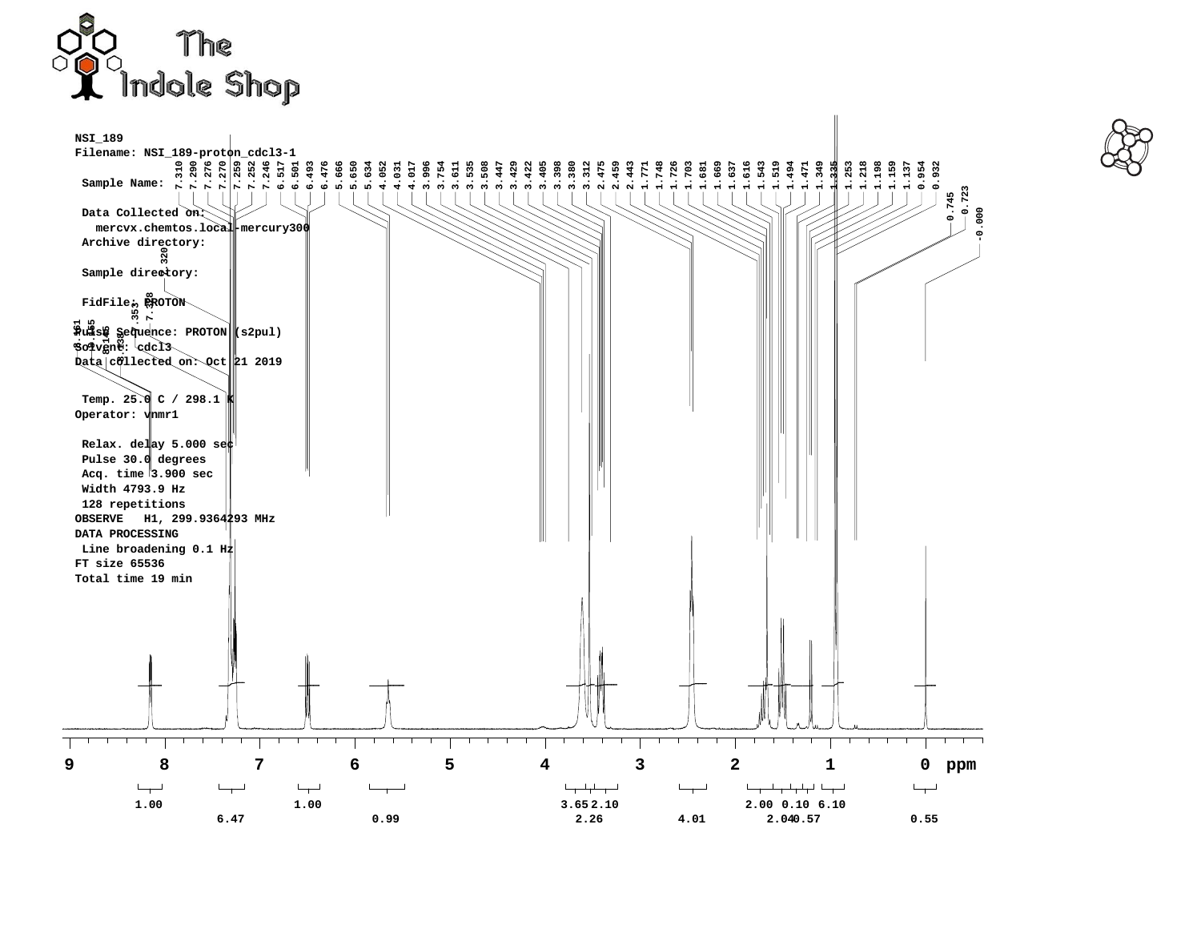The Indole Shop

NSI_189
Filename: NSI_189-proton_cdcl3-1

Sample Name:

Data Collected on:
mercvx.chemtos.local-mercury300
Archive directory:

Sample directory:

FidFile: PROTON

Pulse Sequence: PROTON (s2pul)
Solvent: cdcl3
Data collected on: Oct 21 2019

Temp. 25.0 C / 298.1 K
Operator: vnmr1

Relax. delay 5.000 sec
Pulse 30.0 degrees
Acq. time 3.900 sec
Width 4793.9 Hz
128 repetitions
OBSERVE H1, 299.9364293 MHz
DATA PROCESSING
Line broadening 0.1 Hz
FT size 65536
Total time 19 min

8.161, 8.155, 8.145, 8.138, 7.353, 7.338, 7.320, 7.310, 7.290, 7.276, 7.270, 7.259, 7.252, 7.246, 6.517, 6.501, 6.493, 6.476, 5.666, 5.650, 5.634, 4.052, 4.031, 4.017, 3.996, 3.754, 3.611, 3.535, 3.508, 3.447, 3.429, 3.422, 3.405, 3.398, 3.380, 3.312, 2.475, 2.459, 2.443, 1.771, 1.748, 1.726, 1.703, 1.681, 1.669, 1.637, 1.616, 1.543, 1.519, 1.494, 1.471, 1.349, 1.335, 1.253, 1.218, 1.198, 1.159, 1.137, 0.954, 0.932, 0.745, 0.723, -0.000

9 8 7 6 5 4 3 2 1 0 ppm

Integrals: 1.00, 6.47, 1.00, 0.99, 3.65, 2.26, 2.10, 4.01, 2.00, 2.04, 0.10, 0.57, 6.10, 0.55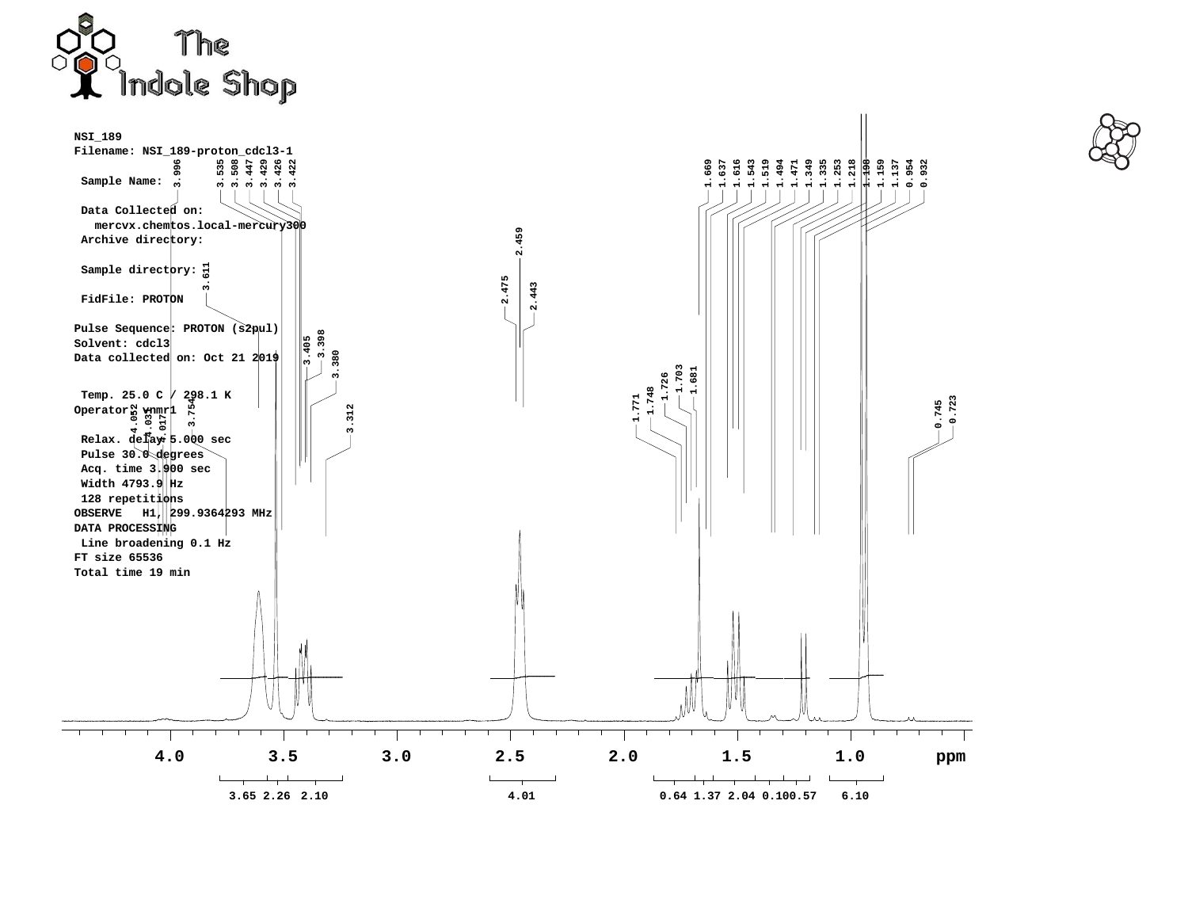NSI_189
Filename: NSI_189-proton_cdcl3-1

Sample Name:

Data Collected on:
mercvx.chemtos.local-mercury300
Archive directory:

Sample directory:

FidFile: PROTON

Pulse Sequence: PROTON (s2pul)
Solvent: cdcl3
Data collected on: Oct 21 2019

Temp. 25.0 C / 298.1 K
Operator: vnmr1

Relax. delay 5.000 sec
Pulse 30.0 degrees
Acq. time 3.900 sec
Width 4793.9 Hz
128 repetitions
OBSERVE H1, 299.9364293 MHz
DATA PROCESSING
Line broadening 0.1 Hz
FT size 65536
Total time 19 min

3.996
3.535
3.508
3.447
3.429
3.426
3.422
3.611
3.405
3.398
3.380
3.312
4.052
4.034
4.017
3.754
2.459
2.475
2.443
1.669
1.637
1.616
1.543
1.519
1.494
1.471
1.349
1.335
1.253
1.218
1.198
1.159
1.137
0.954
0.932
1.771
1.748
1.726
1.703
1.681
0.745
0.723

4.0 3.5 3.0 2.5 2.0 1.5 1.0 ppm

3.65 2.26 2.10 4.01 0.64 1.37 2.04 0.10 0.57 6.10